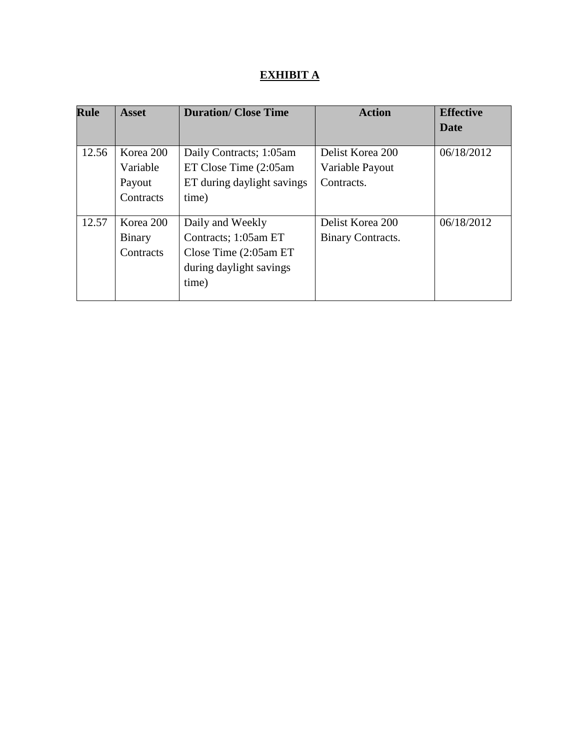# EXHIBIT A

| Rule | Asset | Duration/ Close Time | Action | Effective Date |
|---|---|---|---|---|
| 12.56 | Korea 200 Variable Payout Contracts | Daily Contracts; 1:05am ET Close Time (2:05am ET during daylight savings time) | Delist Korea 200 Variable Payout Contracts. | 06/18/2012 |
| 12.57 | Korea 200 Binary Contracts | Daily and Weekly Contracts; 1:05am ET Close Time (2:05am ET during daylight savings time) | Delist Korea 200 Binary Contracts. | 06/18/2012 |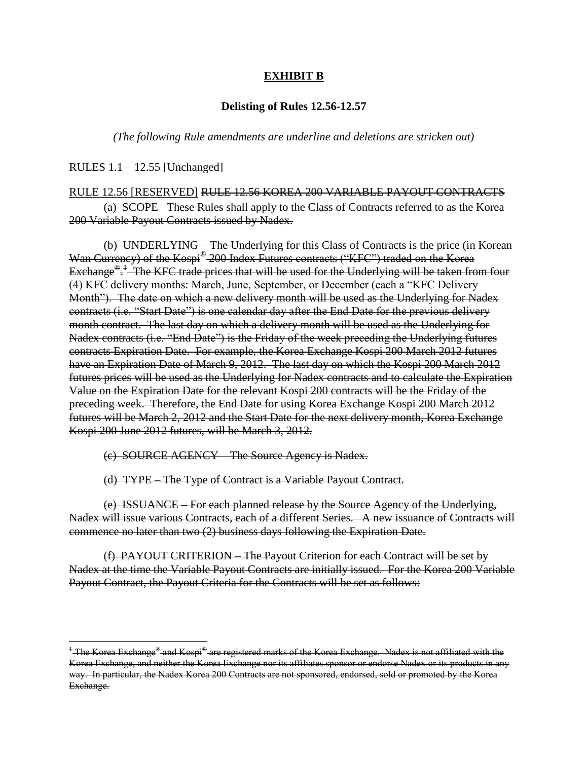**EXHIBIT B**

**Delisting of Rules 12.56-12.57**

*(The following Rule amendments are underline and deletions are stricken out)*

RULES 1.1 – 12.55 [Unchanged]

<u>RULE 12.56 [RESERVED]</u> ~~RULE 12.56 KOREA 200 VARIABLE PAYOUT CONTRACTS~~

~~(a) SCOPE These Rules shall apply to the Class of Contracts referred to as the Korea 200 Variable Payout Contracts issued by Nadex.~~

~~(b) UNDERLYING – The Underlying for this Class of Contracts is the price (in Korean Wan Currency) of the Kospi® 200 Index Futures contracts ("KFC") traded on the Korea Exchange®.[1] The KFC trade prices that will be used for the Underlying will be taken from four (4) KFC delivery months: March, June, September, or December (each a "KFC Delivery Month"). The date on which a new delivery month will be used as the Underlying for Nadex contracts (i.e. "Start Date") is one calendar day after the End Date for the previous delivery month contract. The last day on which a delivery month will be used as the Underlying for Nadex contracts (i.e. "End Date") is the Friday of the week preceding the Underlying futures contracts Expiration Date. For example, the Korea Exchange Kospi 200 March 2012 futures have an Expiration Date of March 9, 2012. The last day on which the Kospi 200 March 2012 futures prices will be used as the Underlying for Nadex contracts and to calculate the Expiration Value on the Expiration Date for the relevant Kospi 200 contracts will be the Friday of the preceding week. Therefore, the End Date for using Korea Exchange Kospi 200 March 2012 futures will be March 2, 2012 and the Start Date for the next delivery month, Korea Exchange Kospi 200 June 2012 futures, will be March 3, 2012.~~

~~(c) SOURCE AGENCY – The Source Agency is Nadex.~~

~~(d) TYPE – The Type of Contract is a Variable Payout Contract.~~

~~(e) ISSUANCE – For each planned release by the Source Agency of the Underlying, Nadex will issue various Contracts, each of a different Series. A new issuance of Contracts will commence no later than two (2) business days following the Expiration Date.~~

~~(f) PAYOUT CRITERION – The Payout Criterion for each Contract will be set by Nadex at the time the Variable Payout Contracts are initially issued. For the Korea 200 Variable Payout Contract, the Payout Criteria for the Contracts will be set as follows:~~

---

~~[1] The Korea Exchange® and Kospi® are registered marks of the Korea Exchange. Nadex is not affiliated with the Korea Exchange, and neither the Korea Exchange nor its affiliates sponsor or endorse Nadex or its products in any way. In particular, the Nadex Korea 200 Contracts are not sponsored, endorsed, sold or promoted by the Korea Exchange.~~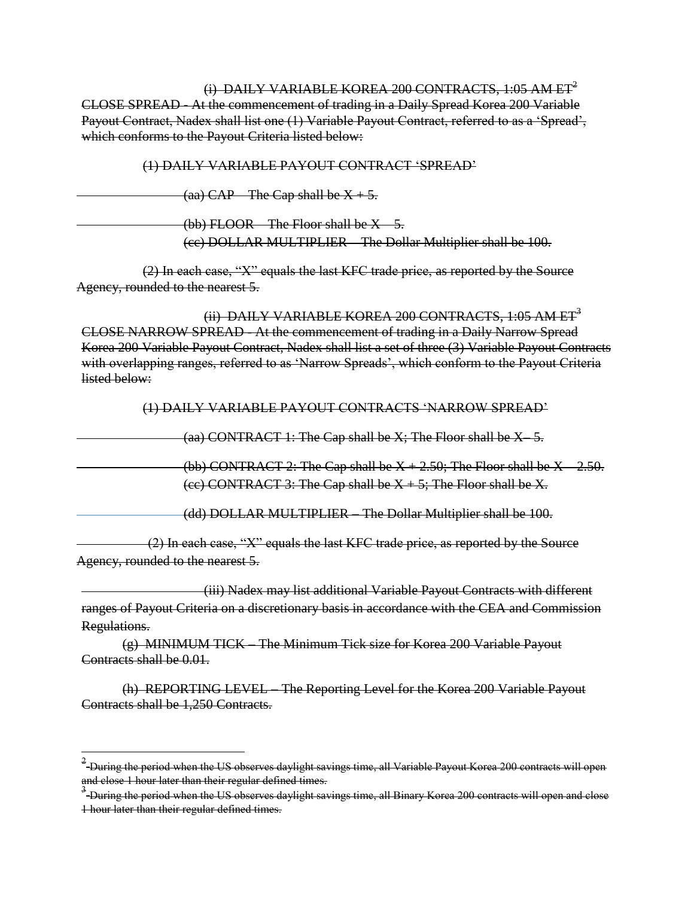~~(i) DAILY VARIABLE KOREA 200 CONTRACTS, 1:05 AM ET[2] CLOSE SPREAD - At the commencement of trading in a Daily Spread Korea 200 Variable Payout Contract, Nadex shall list one (1) Variable Payout Contract, referred to as a 'Spread', which conforms to the Payout Criteria listed below:~~

~~(1) DAILY VARIABLE PAYOUT CONTRACT 'SPREAD'~~

~~(aa) CAP – The Cap shall be X + 5.~~

~~(bb) FLOOR – The Floor shall be X – 5.~~

~~(cc) DOLLAR MULTIPLIER – The Dollar Multiplier shall be 100.~~

~~(2) In each case, "X" equals the last KFC trade price, as reported by the Source Agency, rounded to the nearest 5.~~

~~(ii) DAILY VARIABLE KOREA 200 CONTRACTS, 1:05 AM ET[3] CLOSE NARROW SPREAD - At the commencement of trading in a Daily Narrow Spread Korea 200 Variable Payout Contract, Nadex shall list a set of three (3) Variable Payout Contracts with overlapping ranges, referred to as 'Narrow Spreads', which conform to the Payout Criteria listed below:~~

~~(1) DAILY VARIABLE PAYOUT CONTRACTS 'NARROW SPREAD'~~

~~(aa) CONTRACT 1: The Cap shall be X; The Floor shall be X– 5.~~

~~(bb) CONTRACT 2: The Cap shall be X + 2.50; The Floor shall be X – 2.50.~~

~~(cc) CONTRACT 3: The Cap shall be X + 5; The Floor shall be X.~~

~~(dd) DOLLAR MULTIPLIER – The Dollar Multiplier shall be 100.~~

~~(2) In each case, "X" equals the last KFC trade price, as reported by the Source Agency, rounded to the nearest 5.~~

~~(iii) Nadex may list additional Variable Payout Contracts with different ranges of Payout Criteria on a discretionary basis in accordance with the CEA and Commission Regulations.~~

~~(g) MINIMUM TICK – The Minimum Tick size for Korea 200 Variable Payout Contracts shall be 0.01.~~

~~(h) REPORTING LEVEL – The Reporting Level for the Korea 200 Variable Payout Contracts shall be 1,250 Contracts.~~

---

[2] ~~During the period when the US observes daylight savings time, all Variable Payout Korea 200 contracts will open and close 1 hour later than their regular defined times.~~

[3] ~~During the period when the US observes daylight savings time, all Binary Korea 200 contracts will open and close 1 hour later than their regular defined times.~~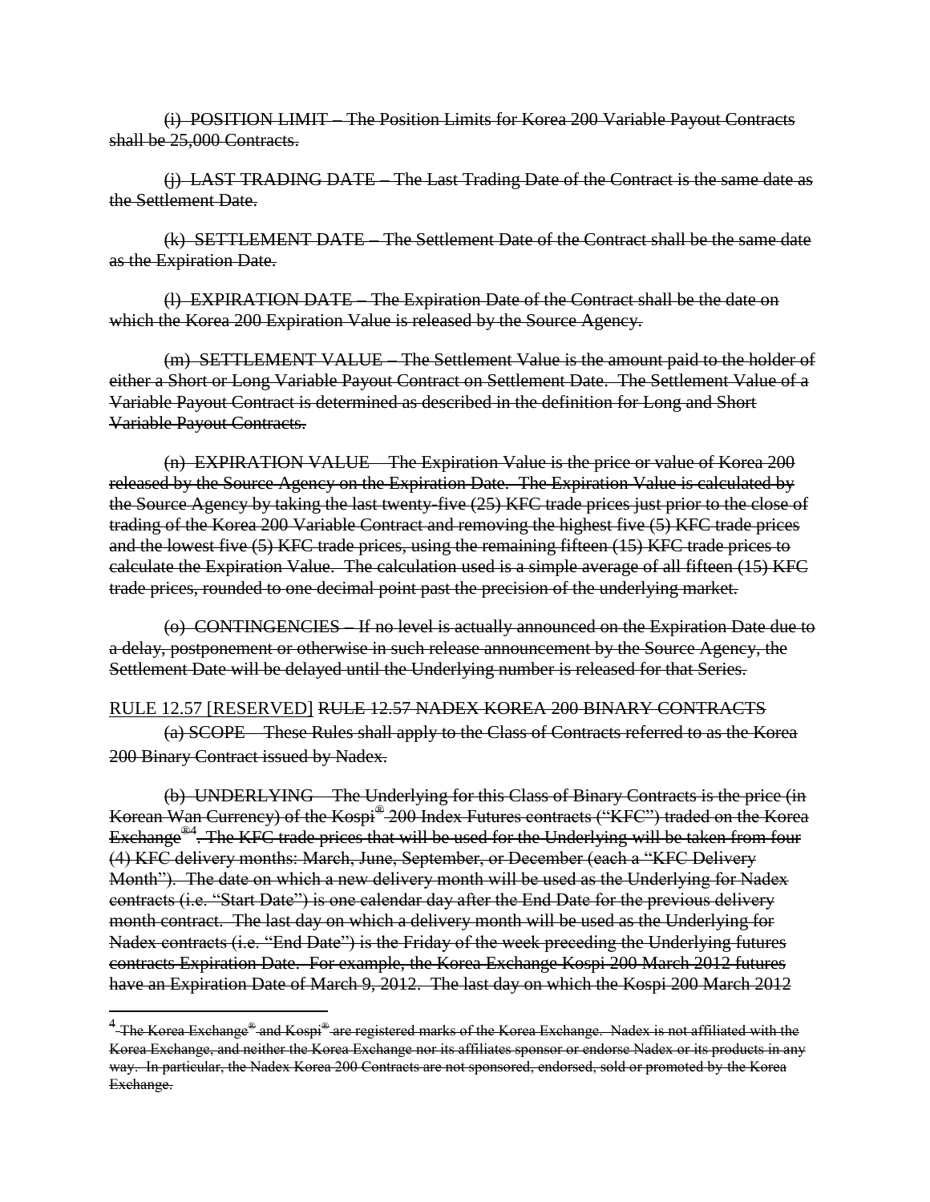~~(i) POSITION LIMIT – The Position Limits for Korea 200 Variable Payout Contracts shall be 25,000 Contracts.~~

~~(j) LAST TRADING DATE – The Last Trading Date of the Contract is the same date as the Settlement Date.~~

~~(k) SETTLEMENT DATE – The Settlement Date of the Contract shall be the same date as the Expiration Date.~~

~~(l) EXPIRATION DATE – The Expiration Date of the Contract shall be the date on which the Korea 200 Expiration Value is released by the Source Agency.~~

~~(m) SETTLEMENT VALUE – The Settlement Value is the amount paid to the holder of either a Short or Long Variable Payout Contract on Settlement Date. The Settlement Value of a Variable Payout Contract is determined as described in the definition for Long and Short Variable Payout Contracts.~~

~~(n) EXPIRATION VALUE – The Expiration Value is the price or value of Korea 200 released by the Source Agency on the Expiration Date. The Expiration Value is calculated by the Source Agency by taking the last twenty-five (25) KFC trade prices just prior to the close of trading of the Korea 200 Variable Contract and removing the highest five (5) KFC trade prices and the lowest five (5) KFC trade prices, using the remaining fifteen (15) KFC trade prices to calculate the Expiration Value. The calculation used is a simple average of all fifteen (15) KFC trade prices, rounded to one decimal point past the precision of the underlying market.~~

~~(o) CONTINGENCIES – If no level is actually announced on the Expiration Date due to a delay, postponement or otherwise in such release announcement by the Source Agency, the Settlement Date will be delayed until the Underlying number is released for that Series.~~

<u>RULE 12.57 [RESERVED]</u> ~~RULE 12.57 NADEX KOREA 200 BINARY CONTRACTS~~

~~(a) SCOPE – These Rules shall apply to the Class of Contracts referred to as the Korea 200 Binary Contract issued by Nadex.~~

~~(b) UNDERLYING – The Underlying for this Class of Binary Contracts is the price (in Korean Wan Currency) of the Kospi® 200 Index Futures contracts ("KFC") traded on the Korea Exchange®[4]. The KFC trade prices that will be used for the Underlying will be taken from four (4) KFC delivery months: March, June, September, or December (each a "KFC Delivery Month"). The date on which a new delivery month will be used as the Underlying for Nadex contracts (i.e. "Start Date") is one calendar day after the End Date for the previous delivery month contract. The last day on which a delivery month will be used as the Underlying for Nadex contracts (i.e. "End Date") is the Friday of the week preceding the Underlying futures contracts Expiration Date. For example, the Korea Exchange Kospi 200 March 2012 futures have an Expiration Date of March 9, 2012. The last day on which the Kospi 200 March 2012~~

---

[4] ~~The Korea Exchange® and Kospi® are registered marks of the Korea Exchange. Nadex is not affiliated with the Korea Exchange, and neither the Korea Exchange nor its affiliates sponsor or endorse Nadex or its products in any way. In particular, the Nadex Korea 200 Contracts are not sponsored, endorsed, sold or promoted by the Korea Exchange.~~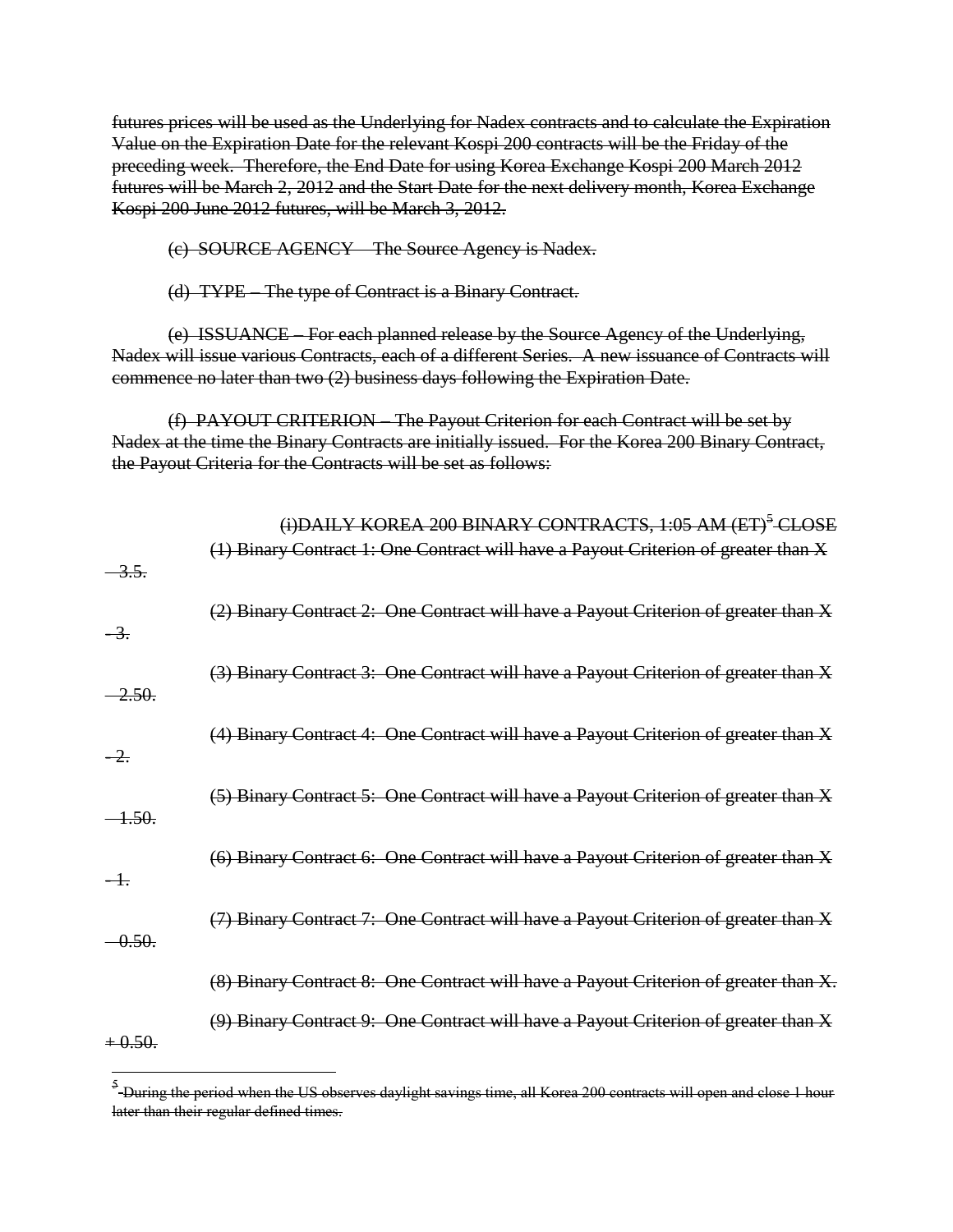~~futures prices will be used as the Underlying for Nadex contracts and to calculate the Expiration Value on the Expiration Date for the relevant Kospi 200 contracts will be the Friday of the preceding week. Therefore, the End Date for using Korea Exchange Kospi 200 March 2012 futures will be March 2, 2012 and the Start Date for the next delivery month, Korea Exchange Kospi 200 June 2012 futures, will be March 3, 2012.~~

~~(c) SOURCE AGENCY – The Source Agency is Nadex.~~

~~(d) TYPE – The type of Contract is a Binary Contract.~~

~~(e) ISSUANCE – For each planned release by the Source Agency of the Underlying, Nadex will issue various Contracts, each of a different Series. A new issuance of Contracts will commence no later than two (2) business days following the Expiration Date.~~

~~(f) PAYOUT CRITERION – The Payout Criterion for each Contract will be set by Nadex at the time the Binary Contracts are initially issued. For the Korea 200 Binary Contract, the Payout Criteria for the Contracts will be set as follows:~~

~~(i)DAILY KOREA 200 BINARY CONTRACTS, 1:05 AM (ET)[5] CLOSE~~

~~(1) Binary Contract 1: One Contract will have a Payout Criterion of greater than X – 3.5.~~

~~(2) Binary Contract 2: One Contract will have a Payout Criterion of greater than X - 3.~~

~~(3) Binary Contract 3: One Contract will have a Payout Criterion of greater than X – 2.50.~~

~~(4) Binary Contract 4: One Contract will have a Payout Criterion of greater than X - 2.~~

~~(5) Binary Contract 5: One Contract will have a Payout Criterion of greater than X – 1.50.~~

~~(6) Binary Contract 6: One Contract will have a Payout Criterion of greater than X - 1.~~

~~(7) Binary Contract 7: One Contract will have a Payout Criterion of greater than X – 0.50.~~

~~(8) Binary Contract 8: One Contract will have a Payout Criterion of greater than X.~~

~~(9) Binary Contract 9: One Contract will have a Payout Criterion of greater than X + 0.50.~~

---

[5] ~~During the period when the US observes daylight savings time, all Korea 200 contracts will open and close 1 hour later than their regular defined times.~~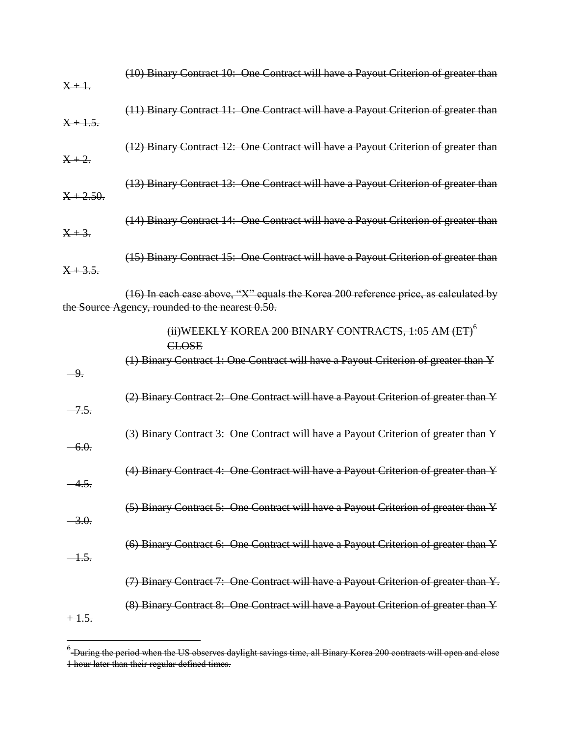~~(10) Binary Contract 10: One Contract will have a Payout Criterion of greater than X + 1.~~

~~(11) Binary Contract 11: One Contract will have a Payout Criterion of greater than X + 1.5.~~

~~(12) Binary Contract 12: One Contract will have a Payout Criterion of greater than X + 2.~~

~~(13) Binary Contract 13: One Contract will have a Payout Criterion of greater than X + 2.50.~~

~~(14) Binary Contract 14: One Contract will have a Payout Criterion of greater than X + 3.~~

~~(15) Binary Contract 15: One Contract will have a Payout Criterion of greater than X + 3.5.~~

~~(16) In each case above, "X" equals the Korea 200 reference price, as calculated by the Source Agency, rounded to the nearest 0.50.~~

~~(ii)WEEKLY KOREA 200 BINARY CONTRACTS, 1:05 AM (ET)[6] CLOSE~~

~~(1) Binary Contract 1: One Contract will have a Payout Criterion of greater than Y – 9.~~

~~(2) Binary Contract 2: One Contract will have a Payout Criterion of greater than Y – 7.5.~~

~~(3) Binary Contract 3: One Contract will have a Payout Criterion of greater than Y – 6.0.~~

~~(4) Binary Contract 4: One Contract will have a Payout Criterion of greater than Y – 4.5.~~

~~(5) Binary Contract 5: One Contract will have a Payout Criterion of greater than Y – 3.0.~~

~~(6) Binary Contract 6: One Contract will have a Payout Criterion of greater than Y – 1.5.~~

~~(7) Binary Contract 7: One Contract will have a Payout Criterion of greater than Y.~~

~~(8) Binary Contract 8: One Contract will have a Payout Criterion of greater than Y + 1.5.~~

---

[6] ~~During the period when the US observes daylight savings time, all Binary Korea 200 contracts will open and close 1 hour later than their regular defined times.~~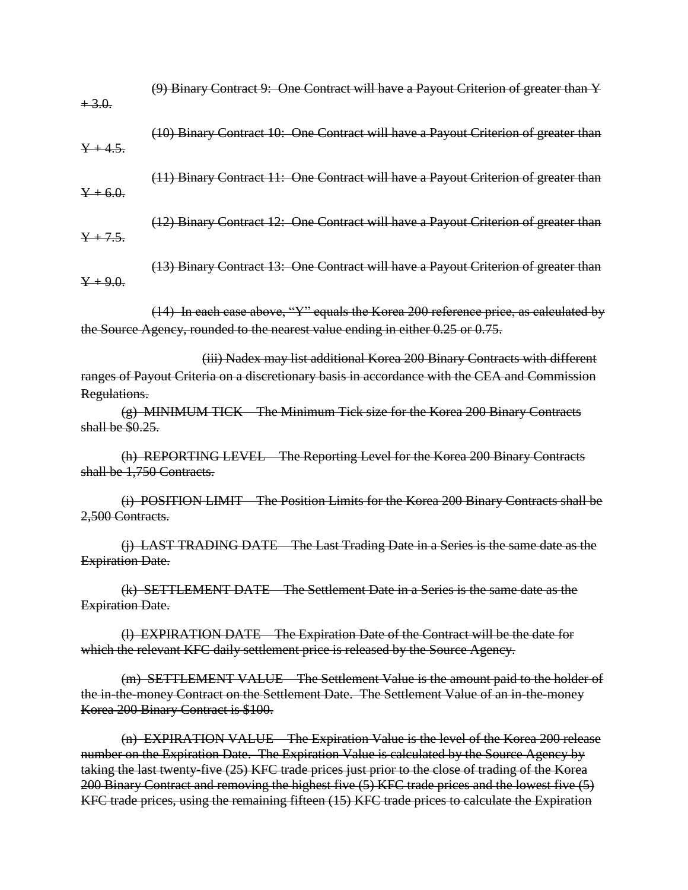~~(9) Binary Contract 9: One Contract will have a Payout Criterion of greater than Y + 3.0.~~

~~(10) Binary Contract 10: One Contract will have a Payout Criterion of greater than Y + 4.5.~~

~~(11) Binary Contract 11: One Contract will have a Payout Criterion of greater than Y + 6.0.~~

~~(12) Binary Contract 12: One Contract will have a Payout Criterion of greater than Y + 7.5.~~

~~(13) Binary Contract 13: One Contract will have a Payout Criterion of greater than Y + 9.0.~~

~~(14) In each case above, "Y" equals the Korea 200 reference price, as calculated by the Source Agency, rounded to the nearest value ending in either 0.25 or 0.75.~~

~~(iii) Nadex may list additional Korea 200 Binary Contracts with different ranges of Payout Criteria on a discretionary basis in accordance with the CEA and Commission Regulations.~~

~~(g) MINIMUM TICK – The Minimum Tick size for the Korea 200 Binary Contracts shall be $0.25.~~

~~(h) REPORTING LEVEL – The Reporting Level for the Korea 200 Binary Contracts shall be 1,750 Contracts.~~

~~(i) POSITION LIMIT – The Position Limits for the Korea 200 Binary Contracts shall be 2,500 Contracts.~~

~~(j) LAST TRADING DATE – The Last Trading Date in a Series is the same date as the Expiration Date.~~

~~(k) SETTLEMENT DATE – The Settlement Date in a Series is the same date as the Expiration Date.~~

~~(l) EXPIRATION DATE – The Expiration Date of the Contract will be the date for which the relevant KFC daily settlement price is released by the Source Agency.~~

~~(m) SETTLEMENT VALUE – The Settlement Value is the amount paid to the holder of the in-the-money Contract on the Settlement Date. The Settlement Value of an in-the-money Korea 200 Binary Contract is $100.~~

~~(n) EXPIRATION VALUE – The Expiration Value is the level of the Korea 200 release number on the Expiration Date. The Expiration Value is calculated by the Source Agency by taking the last twenty-five (25) KFC trade prices just prior to the close of trading of the Korea 200 Binary Contract and removing the highest five (5) KFC trade prices and the lowest five (5) KFC trade prices, using the remaining fifteen (15) KFC trade prices to calculate the Expiration~~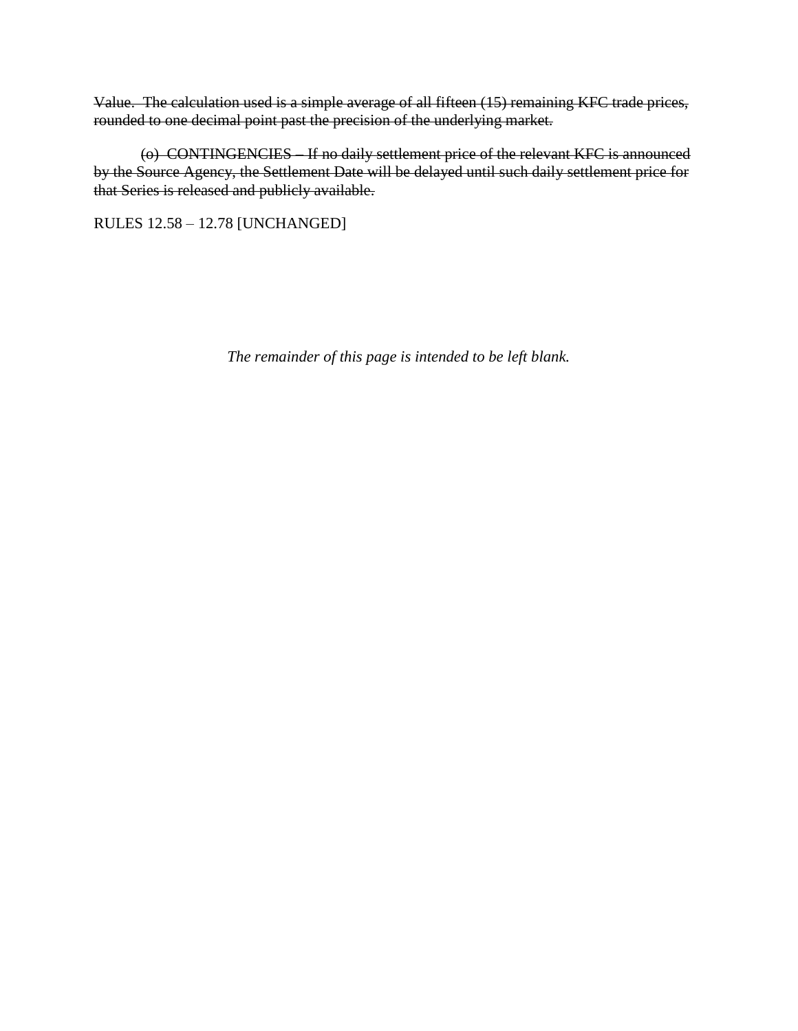~~Value. The calculation used is a simple average of all fifteen (15) remaining KFC trade prices, rounded to one decimal point past the precision of the underlying market.~~

~~(o) CONTINGENCIES – If no daily settlement price of the relevant KFC is announced by the Source Agency, the Settlement Date will be delayed until such daily settlement price for that Series is released and publicly available.~~

RULES 12.58 – 12.78 [UNCHANGED]

*The remainder of this page is intended to be left blank.*